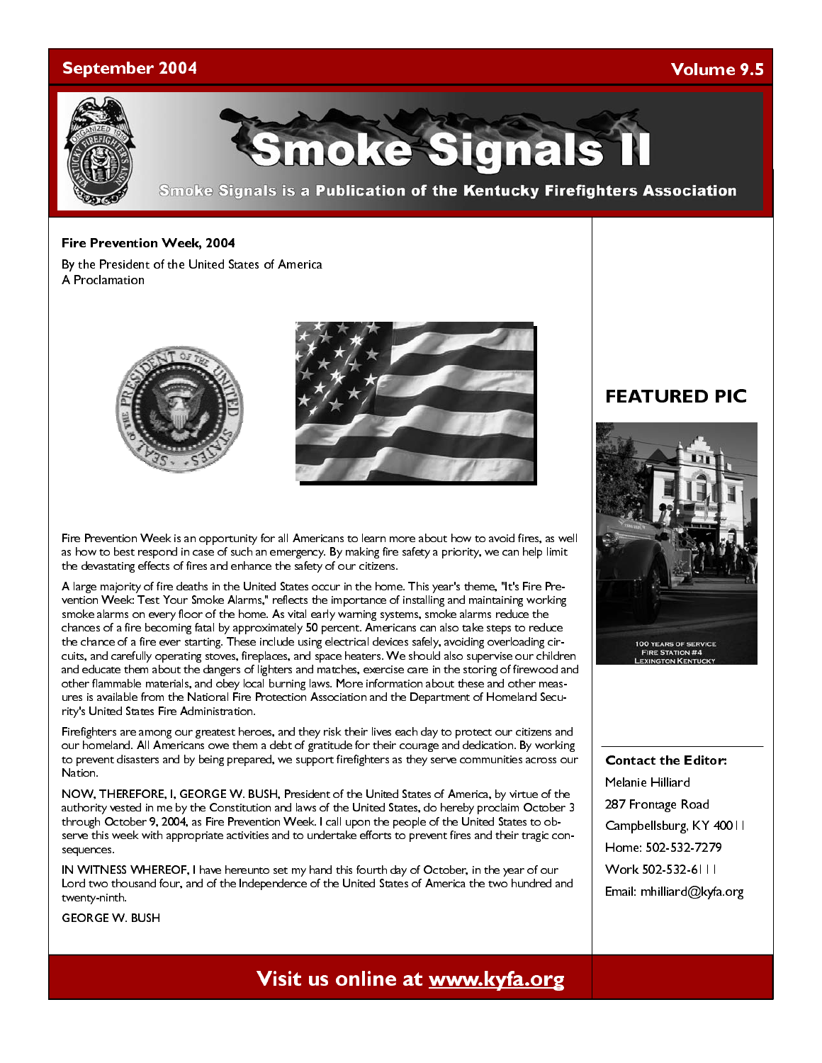September 2004 — Volume 9.5

# Smoke Signals II

Smoke Signals is a Publication of the Kentucky Firefighters Association

## Fire Prevention Week, 2004

By the President of the United States of America
A Proclamation

Fire Prevention Week is an opportunity for all Americans to learn more about how to avoid fires, as well as how to best respond in case of such an emergency. By making fire safety a priority, we can help limit the devastating effects of fires and enhance the safety of our citizens.

A large majority of fire deaths in the United States occur in the home. This year's theme, "It's Fire Prevention Week: Test Your Smoke Alarms," reflects the importance of installing and maintaining working smoke alarms on every floor of the home. As vital early warning systems, smoke alarms reduce the chances of a fire becoming fatal by approximately 50 percent. Americans can also take steps to reduce the chance of a fire ever starting. These include using electrical devices safely, avoiding overloading circuits, and carefully operating stoves, fireplaces, and space heaters. We should also supervise our children and educate them about the dangers of lighters and matches, exercise care in the storing of firewood and other flammable materials, and obey local burning laws. More information about these and other measures is available from the National Fire Protection Association and the Department of Homeland Security's United States Fire Administration.

Firefighters are among our greatest heroes, and they risk their lives each day to protect our citizens and our homeland. All Americans owe them a debt of gratitude for their courage and dedication. By working to prevent disasters and by being prepared, we support firefighters as they serve communities across our Nation.

NOW, THEREFORE, I, GEORGE W. BUSH, President of the United States of America, by virtue of the authority vested in me by the Constitution and laws of the United States, do hereby proclaim October 3 through October 9, 2004, as Fire Prevention Week. I call upon the people of the United States to observe this week with appropriate activities and to undertake efforts to prevent fires and their tragic consequences.

IN WITNESS WHEREOF, I have hereunto set my hand this fourth day of October, in the year of our Lord two thousand four, and of the Independence of the United States of America the two hundred and twenty-ninth.

GEORGE W. BUSH

## FEATURED PIC

100 YEARS OF SERVICE
FIRE STATION #4
LEXINGTON KENTUCKY

**Contact the Editor:**

Melanie Hilliard
287 Frontage Road
Campbellsburg, KY 40011
Home: 502-532-7279
Work 502-532-6111
Email: mhilliard@kyfa.org

**Visit us online at www.kyfa.org**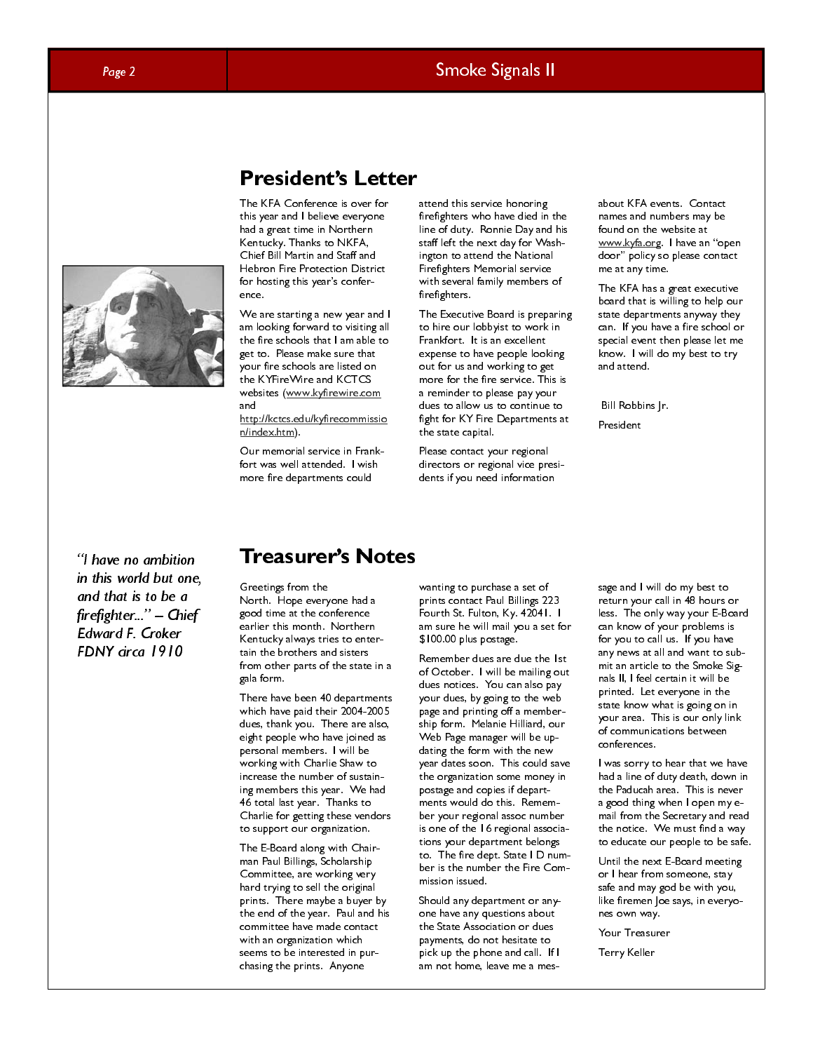## President's Letter

The KFA Conference is over for this year and I believe everyone had a great time in Northern Kentucky. Thanks to NKFA, Chief Bill Martin and Staff and Hebron Fire Protection District for hosting this year's conference.

We are starting a new year and I am looking forward to visiting all the fire schools that I am able to get to. Please make sure that your fire schools are listed on the KYFireWire and KCTCS websites (www.kyfirewire.com and http://kctcs.edu/kyfirecommission/index.htm).

Our memorial service in Frankfort was well attended. I wish more fire departments could attend this service honoring firefighters who have died in the line of duty. Ronnie Day and his staff left the next day for Washington to attend the National Firefighters Memorial service with several family members of firefighters.

The Executive Board is preparing to hire our lobbyist to work in Frankfort. It is an excellent expense to have people looking out for us and working to get more for the fire service. This is a reminder to please pay your dues to allow us to continue to fight for KY Fire Departments at the state capital.

Please contact your regional directors or regional vice presidents if you need information about KFA events. Contact names and numbers may be found on the website at www.kyfa.org. I have an "open door" policy so please contact me at any time.

The KFA has a great executive board that is willing to help our state departments anyway they can. If you have a fire school or special event then please let me know. I will do my best to try and attend.

Bill Robbins Jr.

President

*"I have no ambition in this world but one, and that is to be a firefighter..." – Chief Edward F. Croker FDNY circa 1910*

## Treasurer's Notes

Greetings from the North. Hope everyone had a good time at the conference earlier this month. Northern Kentucky always tries to entertain the brothers and sisters from other parts of the state in a gala form.

There have been 40 departments which have paid their 2004-2005 dues, thank you. There are also, eight people who have joined as personal members. I will be working with Charlie Shaw to increase the number of sustaining members this year. We had 46 total last year. Thanks to Charlie for getting these vendors to support our organization.

The E-Board along with Chairman Paul Billings, Scholarship Committee, are working very hard trying to sell the original prints. There maybe a buyer by the end of the year. Paul and his committee have made contact with an organization which seems to be interested in purchasing the prints. Anyone wanting to purchase a set of prints contact Paul Billings 223 Fourth St. Fulton, Ky. 42041. I am sure he will mail you a set for $100.00 plus postage.

Remember dues are due the 1st of October. I will be mailing out dues notices. You can also pay your dues, by going to the web page and printing off a membership form. Melanie Hilliard, our Web Page manager will be updating the form with the new year dates soon. This could save the organization some money in postage and copies if departments would do this. Remember your regional assoc number is one of the 16 regional associations your department belongs to. The fire dept. State I D number is the number the Fire Commission issued.

Should any department or anyone have any questions about the State Association or dues payments, do not hesitate to pick up the phone and call. If I am not home, leave me a message and I will do my best to return your call in 48 hours or less. The only way your E-Board can know of your problems is for you to call us. If you have any news at all and want to submit an article to the Smoke Signals II, I feel certain it will be printed. Let everyone in the state know what is going on in your area. This is our only link of communications between conferences.

I was sorry to hear that we have had a line of duty death, down in the Paducah area. This is never a good thing when I open my e-mail from the Secretary and read the notice. We must find a way to educate our people to be safe.

Until the next E-Board meeting or I hear from someone, stay safe and may god be with you, like firemen Joe says, in everyones own way.

Your Treasurer

Terry Keller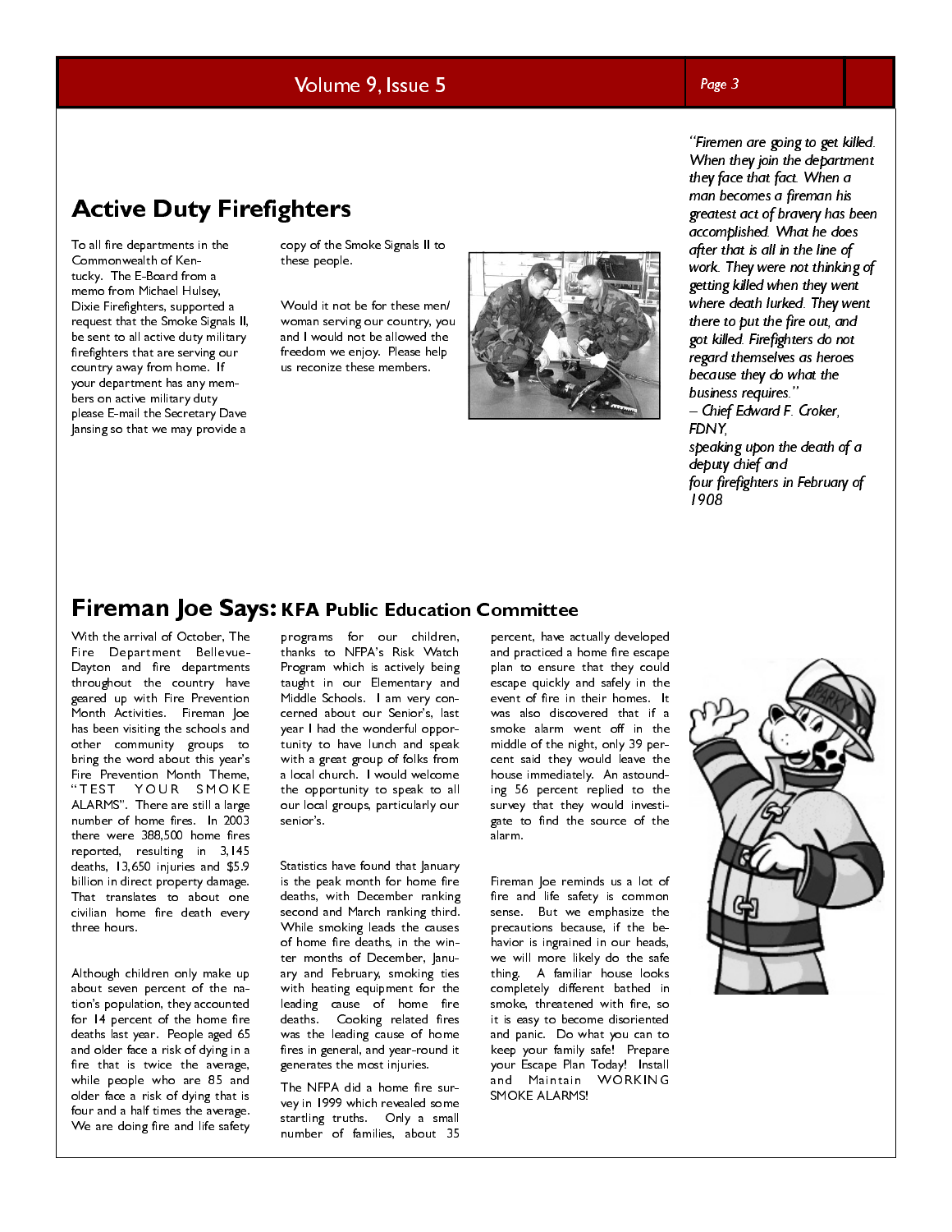## Active Duty Firefighters

To all fire departments in the Commonwealth of Kentucky. The E-Board from a memo from Michael Hulsey, Dixie Firefighters, supported a request that the Smoke Signals II, be sent to all active duty military firefighters that are serving our country away from home. If your department has any members on active military duty please E-mail the Secretary Dave Jansing so that we may provide a copy of the Smoke Signals II to these people.

Would it not be for these men/ woman serving our country, you and I would not be allowed the freedom we enjoy. Please help us reconize these members.

*"Firemen are going to get killed. When they join the department they face that fact. When a man becomes a fireman his greatest act of bravery has been accomplished. What he does after that is all in the line of work. They were not thinking of getting killed when they went where death lurked. They went there to put the fire out, and got killed. Firefighters do not regard themselves as heroes because they do what the business requires."*
*– Chief Edward F. Croker, FDNY,*
*speaking upon the death of a deputy chief and four firefighters in February of 1908*

## Fireman Joe Says: KFA Public Education Committee

With the arrival of October, The Fire Department Bellevue-Dayton and fire departments throughout the country have geared up with Fire Prevention Month Activities. Fireman Joe has been visiting the schools and other community groups to bring the word about this year's Fire Prevention Month Theme, "TEST YOUR SMOKE ALARMS". There are still a large number of home fires. In 2003 there were 388,500 home fires reported, resulting in 3,145 deaths, 13,650 injuries and $5.9 billion in direct property damage. That translates to about one civilian home fire death every three hours.

Although children only make up about seven percent of the nation's population, they accounted for 14 percent of the home fire deaths last year. People aged 65 and older face a risk of dying in a fire that is twice the average, while people who are 85 and older face a risk of dying that is four and a half times the average. We are doing fire and life safety programs for our children, thanks to NFPA's Risk Watch Program which is actively being taught in our Elementary and Middle Schools. I am very concerned about our Senior's, last year I had the wonderful opportunity to have lunch and speak with a great group of folks from a local church. I would welcome the opportunity to speak to all our local groups, particularly our senior's.

Statistics have found that January is the peak month for home fire deaths, with December ranking second and March ranking third. While smoking leads the causes of home fire deaths, in the winter months of December, January and February, smoking ties with heating equipment for the leading cause of home fire deaths. Cooking related fires was the leading cause of home fires in general, and year-round it generates the most injuries.

The NFPA did a home fire survey in 1999 which revealed some startling truths. Only a small number of families, about 35 percent, have actually developed and practiced a home fire escape plan to ensure that they could escape quickly and safely in the event of fire in their homes. It was also discovered that if a smoke alarm went off in the middle of the night, only 39 percent said they would leave the house immediately. An astounding 56 percent replied to the survey that they would investigate to find the source of the alarm.

Fireman Joe reminds us a lot of fire and life safety is common sense. But we emphasize the precautions because, if the behavior is ingrained in our heads, we will more likely do the safe thing. A familiar house looks completely different bathed in smoke, threatened with fire, so it is easy to become disoriented and panic. Do what you can to keep your family safe! Prepare your Escape Plan Today! Install and Maintain WORKING SMOKE ALARMS!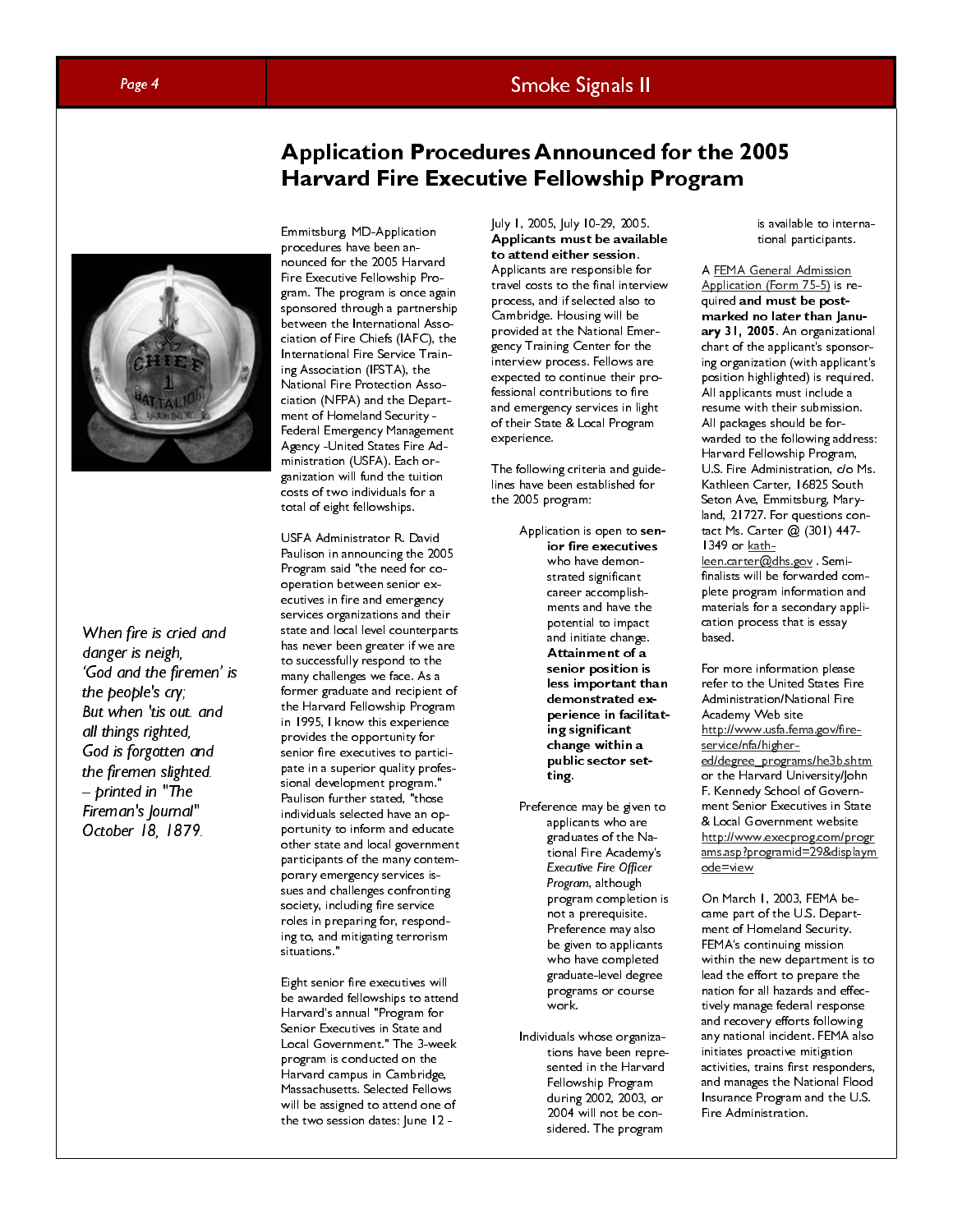# Application Procedures Announced for the 2005 Harvard Fire Executive Fellowship Program

*When fire is cried and danger is neigh,*
*'God and the firemen' is the people's cry;*
*But when 'tis out, and all things righted,*
*God is forgotten and the firemen slighted.*
*– printed in "The Fireman's Journal" October 18, 1879.*

Emmitsburg, MD-Application procedures have been announced for the 2005 Harvard Fire Executive Fellowship Program. The program is once again sponsored through a partnership between the International Association of Fire Chiefs (IAFC), the International Fire Service Training Association (IFSTA), the National Fire Protection Association (NFPA) and the Department of Homeland Security - Federal Emergency Management Agency -United States Fire Administration (USFA). Each organization will fund the tuition costs of two individuals for a total of eight fellowships.

USFA Administrator R. David Paulison in announcing the 2005 Program said "the need for cooperation between senior executives in fire and emergency services organizations and their state and local level counterparts has never been greater if we are to successfully respond to the many challenges we face. As a former graduate and recipient of the Harvard Fellowship Program in 1995, I know this experience provides the opportunity for senior fire executives to participate in a superior quality professional development program." Paulison further stated, "those individuals selected have an opportunity to inform and educate other state and local government participants of the many contemporary emergency services issues and challenges confronting society, including fire service roles in preparing for, responding to, and mitigating terrorism situations."

Eight senior fire executives will be awarded fellowships to attend Harvard's annual "Program for Senior Executives in State and Local Government." The 3-week program is conducted on the Harvard campus in Cambridge, Massachusetts. Selected Fellows will be assigned to attend one of the two session dates: June 12 - July 1, 2005, July 10-29, 2005. **Applicants must be available to attend either session**. Applicants are responsible for travel costs to the final interview process, and if selected also to Cambridge. Housing will be provided at the National Emergency Training Center for the interview process. Fellows are expected to continue their professional contributions to fire and emergency services in light of their State & Local Program experience.

The following criteria and guidelines have been established for the 2005 program:

- Application is open to **senior fire executives** who have demonstrated significant career accomplishments and have the potential to impact and initiate change. **Attainment of a senior position is less important than demonstrated experience in facilitating significant change within a public sector setting.**
- Preference may be given to applicants who are graduates of the National Fire Academy's *Executive Fire Officer Program*, although program completion is not a prerequisite. Preference may also be given to applicants who have completed graduate-level degree programs or course work.
- Individuals whose organizations have been represented in the Harvard Fellowship Program during 2002, 2003, or 2004 will not be considered. The program is available to international participants.

A FEMA General Admission Application (Form 75-5) is required **and must be postmarked no later than January 31, 2005**. An organizational chart of the applicant's sponsoring organization (with applicant's position highlighted) is required. All applicants must include a resume with their submission. All packages should be forwarded to the following address: Harvard Fellowship Program, U.S. Fire Administration, c/o Ms. Kathleen Carter, 16825 South Seton Ave, Emmitsburg, Maryland, 21727. For questions contact Ms. Carter @ (301) 447-1349 or kathleen.carter@dhs.gov . Semi-finalists will be forwarded complete program information and materials for a secondary application process that is essay based.

For more information please refer to the United States Fire Administration/National Fire Academy Web site http://www.usfa.fema.gov/fire-service/nfa/higher-ed/degree_programs/he3b.shtm or the Harvard University/John F. Kennedy School of Government Senior Executives in State & Local Government website http://www.execprog.com/programs.asp?programid=29&displaymode=view

On March 1, 2003, FEMA became part of the U.S. Department of Homeland Security. FEMA's continuing mission within the new department is to lead the effort to prepare the nation for all hazards and effectively manage federal response and recovery efforts following any national incident. FEMA also initiates proactive mitigation activities, trains first responders, and manages the National Flood Insurance Program and the U.S. Fire Administration.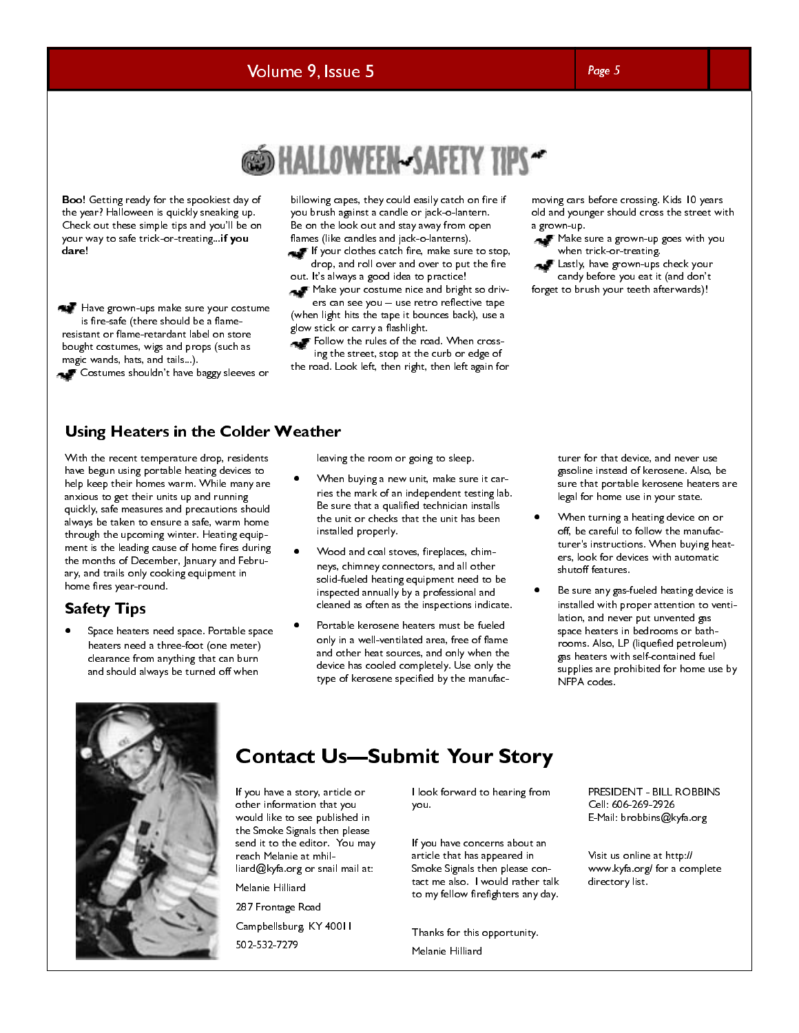# HALLOWEEN SAFETY TIPS

**Boo!** Getting ready for the spookiest day of the year? Halloween is quickly sneaking up. Check out these simple tips and you'll be on your way to safe trick-or-treating...**if you dare**!

- Have grown-ups make sure your costume is fire-safe (there should be a flame-resistant or flame-retardant label on store bought costumes, wigs and props (such as magic wands, hats, and tails...).
- Costumes shouldn't have baggy sleeves or billowing capes, they could easily catch on fire if you brush against a candle or jack-o-lantern. Be on the look out and stay away from open flames (like candles and jack-o-lanterns).
- If your clothes catch fire, make sure to stop, drop, and roll over and over to put the fire out. It's always a good idea to practice!
- Make your costume nice and bright so drivers can see you – use retro reflective tape (when light hits the tape it bounces back), use a glow stick or carry a flashlight.
- Follow the rules of the road. When crossing the street, stop at the curb or edge of the road. Look left, then right, then left again for moving cars before crossing. Kids 10 years old and younger should cross the street with a grown-up.
- Make sure a grown-up goes with you when trick-or-treating.
- Lastly, have grown-ups check your candy before you eat it (and don't forget to brush your teeth afterwards)!

## Using Heaters in the Colder Weather

With the recent temperature drop, residents have begun using portable heating devices to help keep their homes warm. While many are anxious to get their units up and running quickly, safe measures and precautions should always be taken to ensure a safe, warm home through the upcoming winter. Heating equipment is the leading cause of home fires during the months of December, January and February, and trails only cooking equipment in home fires year-round.

### Safety Tips

- Space heaters need space. Portable space heaters need a three-foot (one meter) clearance from anything that can burn and should always be turned off when leaving the room or going to sleep.
- When buying a new unit, make sure it carries the mark of an independent testing lab. Be sure that a qualified technician installs the unit or checks that the unit has been installed properly.
- Wood and coal stoves, fireplaces, chimneys, chimney connectors, and all other solid-fueled heating equipment need to be inspected annually by a professional and cleaned as often as the inspections indicate.
- Portable kerosene heaters must be fueled only in a well-ventilated area, free of flame and other heat sources, and only when the device has cooled completely. Use only the type of kerosene specified by the manufacturer for that device, and never use gasoline instead of kerosene. Also, be sure that portable kerosene heaters are legal for home use in your state.
- When turning a heating device on or off, be careful to follow the manufacturer's instructions. When buying heaters, look for devices with automatic shutoff features.
- Be sure any gas-fueled heating device is installed with proper attention to ventilation, and never put unvented gas space heaters in bedrooms or bathrooms. Also, LP (liquefied petroleum) gas heaters with self-contained fuel supplies are prohibited for home use by NFPA codes.

## Contact Us—Submit Your Story

If you have a story, article or other information that you would like to see published in the Smoke Signals then please send it to the editor. You may reach Melanie at mhilliard@kyfa.org or snail mail at:

Melanie Hilliard

287 Frontage Road

Campbellsburg, KY 40011

502-532-7279

I look forward to hearing from you.

If you have concerns about an article that has appeared in Smoke Signals then please contact me also. I would rather talk to my fellow firefighters any day.

Thanks for this opportunity.

Melanie Hilliard

PRESIDENT - BILL ROBBINS
Cell: 606-269-2926
E-Mail: brobbins@kyfa.org

Visit us online at http://www.kyfa.org/ for a complete directory list.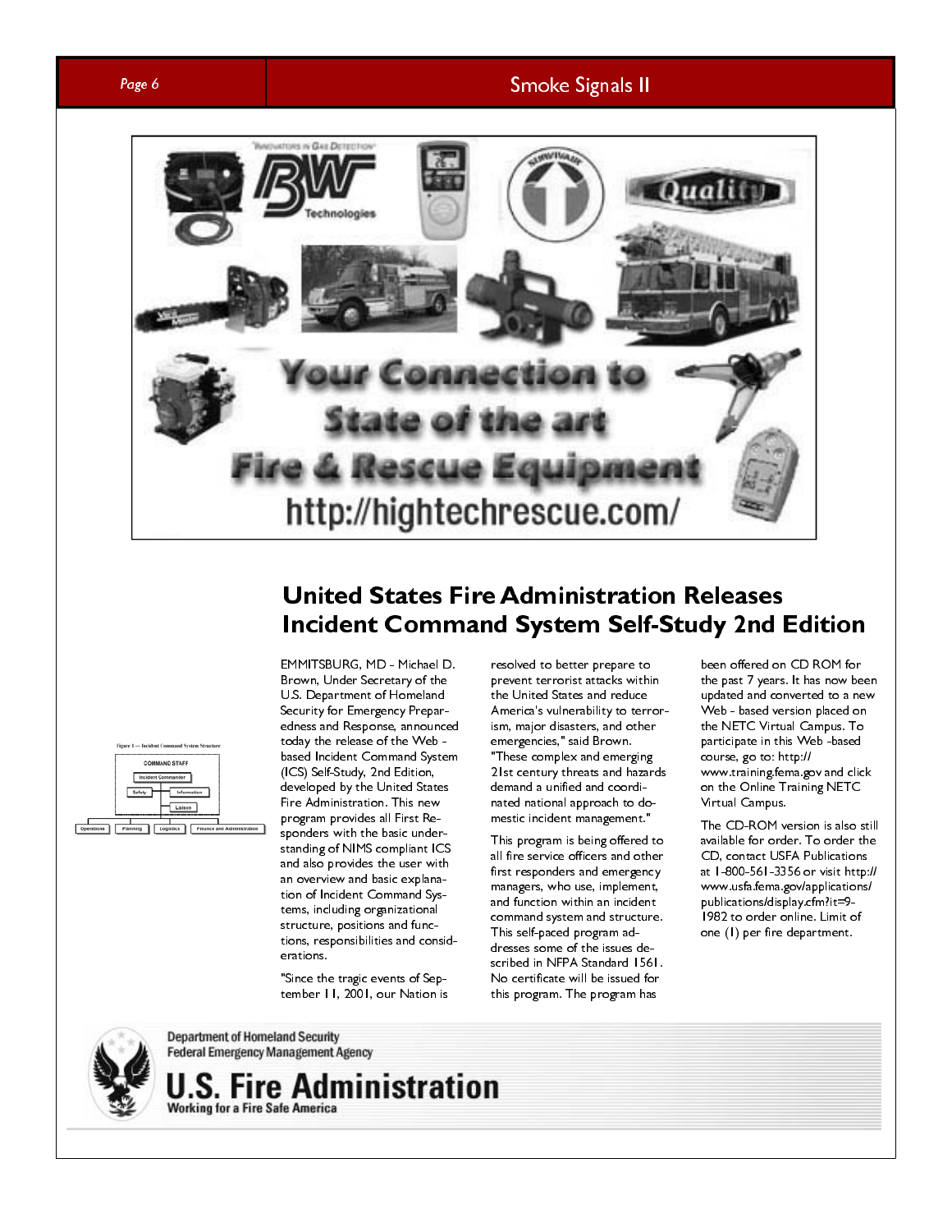Your Connection to State of the art Fire & Rescue Equipment

http://hightechrescue.com/

# United States Fire Administration Releases Incident Command System Self-Study 2nd Edition

EMMITSBURG, MD - Michael D. Brown, Under Secretary of the U.S. Department of Homeland Security for Emergency Preparedness and Response, announced today the release of the Web - based Incident Command System (ICS) Self-Study, 2nd Edition, developed by the United States Fire Administration. This new program provides all First Responders with the basic understanding of NIMS compliant ICS and also provides the user with an overview and basic explanation of Incident Command Systems, including organizational structure, positions and functions, responsibilities and considerations.

"Since the tragic events of September 11, 2001, our Nation is resolved to better prepare to prevent terrorist attacks within the United States and reduce America's vulnerability to terrorism, major disasters, and other emergencies," said Brown. "These complex and emerging 21st century threats and hazards demand a unified and coordinated national approach to domestic incident management."

This program is being offered to all fire service officers and other first responders and emergency managers, who use, implement, and function within an incident command system and structure. This self-paced program addresses some of the issues described in NFPA Standard 1561. No certificate will be issued for this program. The program has been offered on CD ROM for the past 7 years. It has now been updated and converted to a new Web - based version placed on the NETC Virtual Campus. To participate in this Web -based course, go to: http://www.training.fema.gov and click on the Online Training NETC Virtual Campus.

The CD-ROM version is also still available for order. To order the CD, contact USFA Publications at 1-800-561-3356 or visit http://www.usfa.fema.gov/applications/publications/display.cfm?it=9-1982 to order online. Limit of one (1) per fire department.

Department of Homeland Security
Federal Emergency Management Agency
U.S. Fire Administration
Working for a Fire Safe America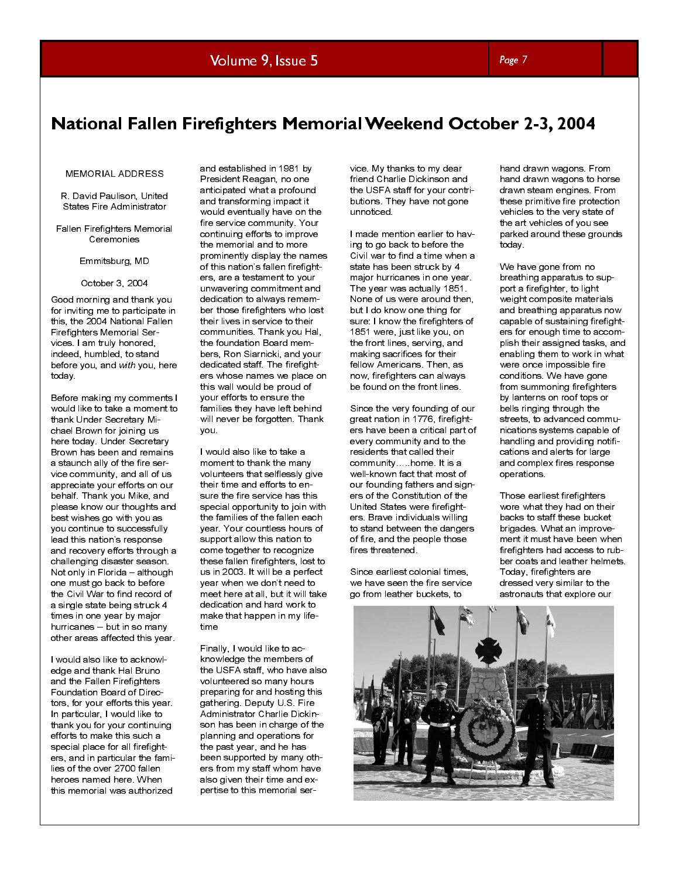# National Fallen Firefighters Memorial Weekend October 2-3, 2004

MEMORIAL ADDRESS

R. David Paulison, United States Fire Administrator

Fallen Firefighters Memorial Ceremonies

Emmitsburg, MD

October 3, 2004

Good morning and thank you for inviting me to participate in this, the 2004 National Fallen Firefighters Memorial Services. I am truly honored, indeed, humbled, to stand before you, and *with* you, here today.

Before making my comments I would like to take a moment to thank Under Secretary Michael Brown for joining us here today. Under Secretary Brown has been and remains a staunch ally of the fire service community, and all of us appreciate your efforts on our behalf. Thank you Mike, and please know our thoughts and best wishes go with you as you continue to successfully lead this nation's response and recovery efforts through a challenging disaster season. Not only in Florida – although one must go back to before the Civil War to find record of a single state being struck 4 times in one year by major hurricanes – but in so many other areas affected this year.

I would also like to acknowledge and thank Hal Bruno and the Fallen Firefighters Foundation Board of Directors, for your efforts this year. In particular, I would like to thank you for your continuing efforts to make this such a special place for all firefighters, and in particular the families of the over 2700 fallen heroes named here. When this memorial was authorized and established in 1981 by President Reagan, no one anticipated what a profound and transforming impact it would eventually have on the fire service community. Your continuing efforts to improve the memorial and to more prominently display the names of this nation's fallen firefighters, are a testament to your unwavering commitment and dedication to always remember those firefighters who lost their lives in service to their communities. Thank you Hal, the foundation Board members, Ron Siarnicki, and your dedicated staff. The firefighters whose names we place on this wall would be proud of your efforts to ensure the families they have left behind will never be forgotten. Thank you.

I would also like to take a moment to thank the many volunteers that selflessly give their time and efforts to ensure the fire service has this special opportunity to join with the families of the fallen each year. Your countless hours of support allow this nation to come together to recognize these fallen firefighters, lost to us in 2003. It will be a perfect year when we don't need to meet here at all, but it will take dedication and hard work to make that happen in my lifetime

Finally, I would like to acknowledge the members of the USFA staff, who have also volunteered so many hours preparing for and hosting this gathering. Deputy U.S. Fire Administrator Charlie Dickinson has been in charge of the planning and operations for the past year, and he has been supported by many others from my staff whom have also given their time and expertise to this memorial service. My thanks to my dear friend Charlie Dickinson and the USFA staff for your contributions. They have not gone unnoticed.

I made mention earlier to having to go back to before the Civil war to find a time when a state has been struck by 4 major hurricanes in one year. The year was actually 1851. None of us were around then, but I do know one thing for sure: I know the firefighters of 1851 were, just like you, on the front lines, serving, and making sacrifices for their fellow Americans. Then, as now, firefighters can always be found on the front lines.

Since the very founding of our great nation in 1776, firefighters have been a critical part of every community and to the residents that called their community…..home. It is a well-known fact that most of our founding fathers and signers of the Constitution of the United States were firefighters. Brave individuals willing to stand between the dangers of fire, and the people those fires threatened.

Since earliest colonial times, we have seen the fire service go from leather buckets, to hand drawn wagons. From hand drawn wagons to horse drawn steam engines. From these primitive fire protection vehicles to the very state of the art vehicles of you see parked around these grounds today.

We have gone from no breathing apparatus to support a firefighter, to light weight composite materials and breathing apparatus now capable of sustaining firefighters for enough time to accomplish their assigned tasks, and enabling them to work in what were once impossible fire conditions. We have gone from summoning firefighters by lanterns on roof tops or bells ringing through the streets, to advanced communications systems capable of handling and providing notifications and alerts for large and complex fires response operations.

Those earliest firefighters wore what they had on their backs to staff these bucket brigades. What an improvement it must have been when firefighters had access to rubber coats and leather helmets. Today, firefighters are dressed very similar to the astronauts that explore our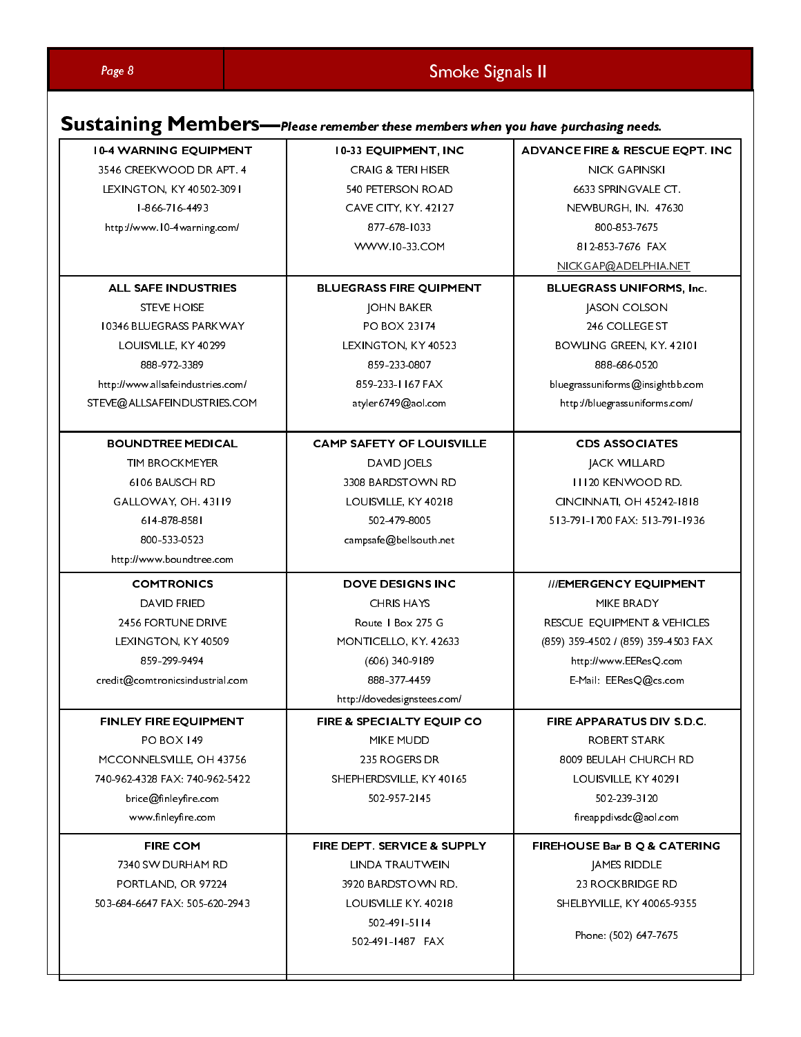## Sustaining Members—*Please remember these members when you have purchasing needs.*

| | | |
|---|---|---|
| **10-4 WARNING EQUIPMENT**<br>3546 CREEKWOOD DR APT. 4<br>LEXINGTON, KY 40502-3091<br>1-866-716-4493<br>http://www.10-4warning.com/ | **10-33 EQUIPMENT, INC**<br>CRAIG & TERI HISER<br>540 PETERSON ROAD<br>CAVE CITY, KY. 42127<br>877-678-1033<br>WWW.10-33.COM | **ADVANCE FIRE & RESCUE EQPT. INC**<br>NICK GAPINSKI<br>6633 SPRINGVALE CT.<br>NEWBURGH, IN. 47630<br>800-853-7675<br>812-853-7676 FAX<br>NICKGAP@ADELPHIA.NET |
| **ALL SAFE INDUSTRIES**<br>STEVE HOISE<br>10346 BLUEGRASS PARKWAY<br>LOUISVILLE, KY 40299<br>888-972-3389<br>http://www.allsafeindustries.com/<br>STEVE@ALLSAFEINDUSTRIES.COM | **BLUEGRASS FIRE QUIPMENT**<br>JOHN BAKER<br>PO BOX 23174<br>LEXINGTON, KY 40523<br>859-233-0807<br>859-233-1167 FAX<br>atyler6749@aol.com | **BLUEGRASS UNIFORMS, Inc.**<br>JASON COLSON<br>246 COLLEGE ST<br>BOWLING GREEN, KY. 42101<br>888-686-0520<br>bluegrassuniforms@insightbb.com<br>http://bluegrassuniforms.com/ |
| **BOUNDTREE MEDICAL**<br>TIM BROCKMEYER<br>6106 BAUSCH RD<br>GALLOWAY, OH. 43119<br>614-878-8581<br>800-533-0523<br>http://www.boundtree.com | **CAMP SAFETY OF LOUISVILLE**<br>DAVID JOELS<br>3308 BARDSTOWN RD<br>LOUISVILLE, KY 40218<br>502-479-8005<br>campsafe@bellsouth.net | **CDS ASSOCIATES**<br>JACK WILLARD<br>11120 KENWOOD RD.<br>CINCINNATI, OH 45242-1818<br>513-791-1700 FAX: 513-791-1936 |
| **COMTRONICS**<br>DAVID FRIED<br>2456 FORTUNE DRIVE<br>LEXINGTON, KY 40509<br>859-299-9494<br>credit@comtronicsindustrial.com | **DOVE DESIGNS INC**<br>CHRIS HAYS<br>Route 1 Box 275 G<br>MONTICELLO, KY. 42633<br>(606) 340-9189<br>888-377-4459<br>http://dovedesignstees.com/ | **///EMERGENCY EQUIPMENT**<br>MIKE BRADY<br>RESCUE EQUIPMENT & VEHICLES<br>(859) 359-4502 / (859) 359-4503 FAX<br>http://www.EEResQ.com<br>E-Mail: EEResQ@cs.com |
| **FINLEY FIRE EQUIPMENT**<br>PO BOX 149<br>MCCONNELSVILLE, OH 43756<br>740-962-4328 FAX: 740-962-5422<br>brice@finleyfire.com<br>www.finleyfire.com | **FIRE & SPECIALTY EQUIP CO**<br>MIKE MUDD<br>235 ROGERS DR<br>SHEPHERDSVILLE, KY 40165<br>502-957-2145 | **FIRE APPARATUS DIV S.D.C.**<br>ROBERT STARK<br>8009 BEULAH CHURCH RD<br>LOUISVILLE, KY 40291<br>502-239-3120<br>fireappdivsdc@aol.com |
| **FIRE COM**<br>7340 SW DURHAM RD<br>PORTLAND, OR 97224<br>503-684-6647 FAX: 505-620-2943 | **FIRE DEPT. SERVICE & SUPPLY**<br>LINDA TRAUTWEIN<br>3920 BARDSTOWN RD.<br>LOUISVILLE KY. 40218<br>502-491-5114<br>502-491-1487 FAX | **FIREHOUSE Bar B Q & CATERING**<br>JAMES RIDDLE<br>23 ROCKBRIDGE RD<br>SHELBYVILLE, KY 40065-9355<br>Phone: (502) 647-7675 |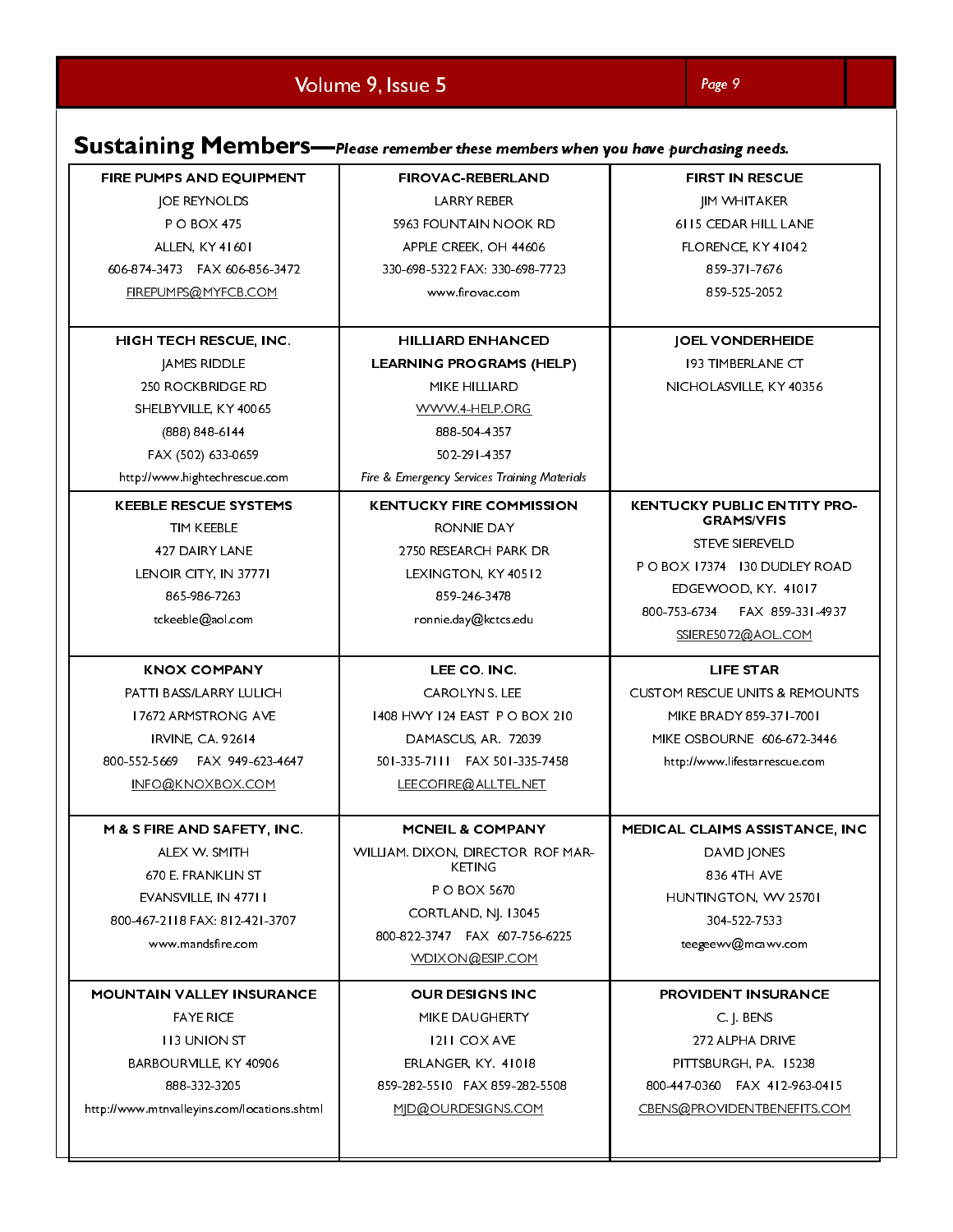## Sustaining Members—*Please remember these members when you have purchasing needs.*

| | | |
|---|---|---|
| **FIRE PUMPS AND EQUIPMENT**<br>JOE REYNOLDS<br>P O BOX 475<br>ALLEN, KY 41601<br>606-874-3473 FAX 606-856-3472<br>FIREPUMPS@MYFCB.COM | **FIROVAC-REBERLAND**<br>LARRY REBER<br>5963 FOUNTAIN NOOK RD<br>APPLE CREEK, OH 44606<br>330-698-5322 FAX: 330-698-7723<br>www.firovac.com | **FIRST IN RESCUE**<br>JIM WHITAKER<br>6115 CEDAR HILL LANE<br>FLORENCE, KY 41042<br>859-371-7676<br>859-525-2052 |
| **HIGH TECH RESCUE, INC.**<br>JAMES RIDDLE<br>250 ROCKBRIDGE RD<br>SHELBYVILLE, KY 40065<br>(888) 848-6144<br>FAX (502) 633-0659<br>http://www.hightechrescue.com | **HILLIARD ENHANCED LEARNING PROGRAMS (HELP)**<br>MIKE HILLIARD<br>WWW.4-HELP.ORG<br>888-504-4357<br>502-291-4357<br>*Fire & Emergency Services Training Materials* | **JOEL VONDERHEIDE**<br>193 TIMBERLANE CT<br>NICHOLASVILLE, KY 40356 |
| **KEEBLE RESCUE SYSTEMS**<br>TIM KEEBLE<br>427 DAIRY LANE<br>LENOIR CITY, IN 37771<br>865-986-7263<br>tckeeble@aol.com | **KENTUCKY FIRE COMMISSION**<br>RONNIE DAY<br>2750 RESEARCH PARK DR<br>LEXINGTON, KY 40512<br>859-246-3478<br>ronnie.day@kctcs.edu | **KENTUCKY PUBLIC ENTITY PROGRAMS/VFIS**<br>STEVE SIEREVELD<br>P O BOX 17374 130 DUDLEY ROAD<br>EDGEWOOD, KY. 41017<br>800-753-6734 FAX 859-331-4937<br>SSIERE5072@AOL.COM |
| **KNOX COMPANY**<br>PATTI BASS/LARRY LULICH<br>17672 ARMSTRONG AVE<br>IRVINE, CA. 92614<br>800-552-5669 FAX 949-623-4647<br>INFO@KNOXBOX.COM | **LEE CO. INC.**<br>CAROLYN S. LEE<br>1408 HWY 124 EAST P O BOX 210<br>DAMASCUS, AR. 72039<br>501-335-7111 FAX 501-335-7458<br>LEECOFIRE@ALLTEL.NET | **LIFE STAR**<br>CUSTOM RESCUE UNITS & REMOUNTS<br>MIKE BRADY 859-371-7001<br>MIKE OSBOURNE 606-672-3446<br>http://www.lifestarrescue.com |
| **M & S FIRE AND SAFETY, INC.**<br>ALEX W. SMITH<br>670 E. FRANKLIN ST<br>EVANSVILLE, IN 47711<br>800-467-2118 FAX: 812-421-3707<br>www.mandsfire.com | **MCNEIL & COMPANY**<br>WILLIAM. DIXON, DIRECTOR ROF MARKETING<br>P O BOX 5670<br>CORTLAND, NJ. 13045<br>800-822-3747 FAX 607-756-6225<br>WDIXON@ESIP.COM | **MEDICAL CLAIMS ASSISTANCE, INC**<br>DAVID JONES<br>836 4TH AVE<br>HUNTINGTON, WV 25701<br>304-522-7533<br>teegeewv@mcawv.com |
| **MOUNTAIN VALLEY INSURANCE**<br>FAYE RICE<br>113 UNION ST<br>BARBOURVILLE, KY 40906<br>888-332-3205<br>http://www.mtnvalleyins.com/locations.shtml | **OUR DESIGNS INC**<br>MIKE DAUGHERTY<br>1211 COX AVE<br>ERLANGER, KY. 41018<br>859-282-5510 FAX 859-282-5508<br>MJD@OURDESIGNS.COM | **PROVIDENT INSURANCE**<br>C. J. BENS<br>272 ALPHA DRIVE<br>PITTSBURGH, PA. 15238<br>800-447-0360 FAX 412-963-0415<br>CBENS@PROVIDENTBENEFITS.COM |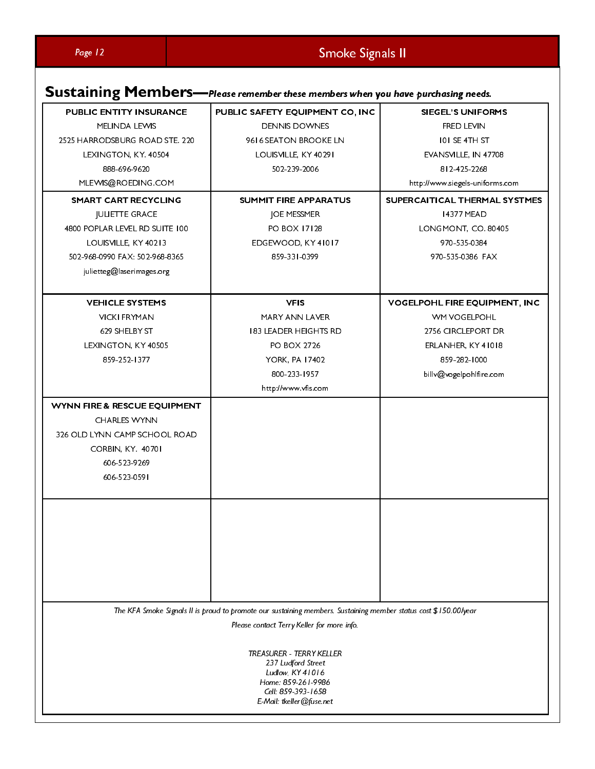## Sustaining Members—*Please remember these members when you have purchasing needs.*

| | | |
|---|---|---|
| **PUBLIC ENTITY INSURANCE**<br>MELINDA LEWIS<br>2525 HARRODSBURG ROAD STE. 220<br>LEXINGTON, KY. 40504<br>888-696-9620<br>MLEWIS@ROEDING.COM | **PUBLIC SAFETY EQUIPMENT CO, INC**<br>DENNIS DOWNES<br>9616 SEATON BROOKE LN<br>LOUISVILLE, KY 40291<br>502-239-2006 | **SIEGEL'S UNIFORMS**<br>FRED LEVIN<br>101 SE 4TH ST<br>EVANSVILLE, IN 47708<br>812-425-2268<br>http://www.siegels-uniforms.com |
| **SMART CART RECYCLING**<br>JULIETTE GRACE<br>4800 POPLAR LEVEL RD SUITE 100<br>LOUISVILLE, KY 40213<br>502-968-0990 FAX: 502-968-8365<br>juliettег@laserimages.org | **SUMMIT FIRE APPARATUS**<br>JOE MESSMER<br>PO BOX 17128<br>EDGEWOOD, KY 41017<br>859-331-0399 | **SUPERCAITICAL THERMAL SYSTMES**<br>14377 MEAD<br>LONGMONT, CO. 80405<br>970-535-0384<br>970-535-0386 FAX |
| **VEHICLE SYSTEMS**<br>VICKI FRYMAN<br>629 SHELBY ST<br>LEXINGTON, KY 40505<br>859-252-1377 | **VFIS**<br>MARY ANN LAVER<br>183 LEADER HEIGHTS RD<br>PO BOX 2726<br>YORK, PA 17402<br>800-233-1957<br>http://www.vfis.com | **VOGELPOHL FIRE EQUIPMENT, INC**<br>WM VOGELPOHL<br>2756 CIRCLEPORT DR<br>ERLANHER, KY 41018<br>859-282-1000<br>billv@vogelpohlfire.com |
| **WYNN FIRE & RESCUE EQUIPMENT**<br>CHARLES WYNN<br>326 OLD LYNN CAMP SCHOOL ROAD<br>CORBIN, KY. 40701<br>606-523-9269<br>606-523-0591 | | |
| | | |

*The KFA Smoke Signals II is proud to promote our sustaining members. Sustaining member status cost $150.00/year*

*Please contact Terry Keller for more info.*

*TREASURER - TERRY KELLER*
*237 Ludford Street*
*Ludlow, KY 41016*
*Home: 859-261-9986*
*Cell: 859-393-1658*
*E-Mail: tkeller@fuse.net*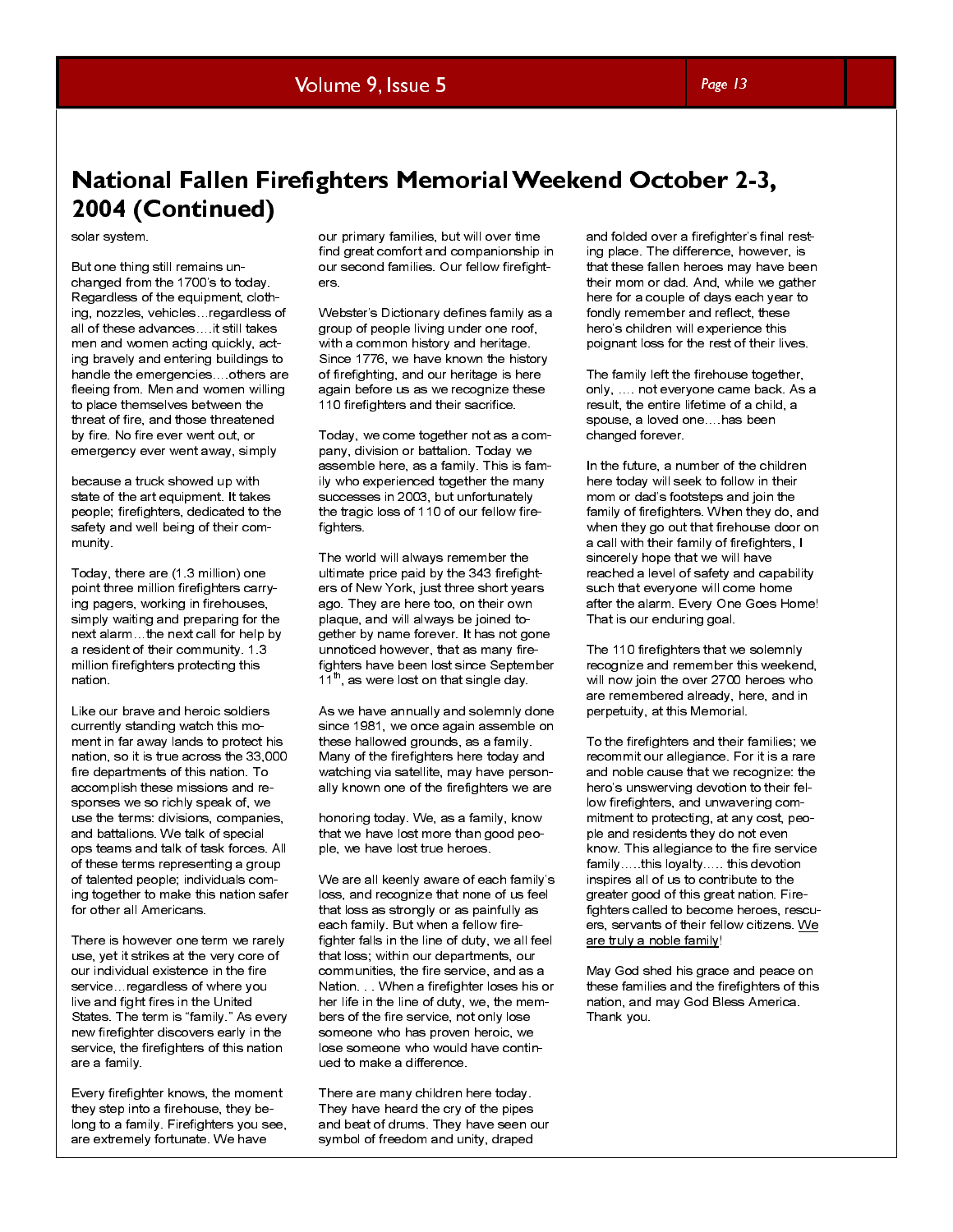# National Fallen Firefighters Memorial Weekend October 2-3, 2004 (Continued)

solar system.

But one thing still remains unchanged from the 1700's to today. Regardless of the equipment, clothing, nozzles, vehicles…regardless of all of these advances….it still takes men and women acting quickly, acting bravely and entering buildings to handle the emergencies….others are fleeing from. Men and women willing to place themselves between the threat of fire, and those threatened by fire. No fire ever went out, or emergency ever went away, simply because a truck showed up with state of the art equipment. It takes people; firefighters, dedicated to the safety and well being of their community.

Today, there are (1.3 million) one point three million firefighters carrying pagers, working in firehouses, simply waiting and preparing for the next alarm…the next call for help by a resident of their community. 1.3 million firefighters protecting this nation.

Like our brave and heroic soldiers currently standing watch this moment in far away lands to protect his nation, so it is true across the 33,000 fire departments of this nation. To accomplish these missions and responses we so richly speak of, we use the terms: divisions, companies, and battalions. We talk of special ops teams and talk of task forces. All of these terms representing a group of talented people; individuals coming together to make this nation safer for other all Americans.

There is however one term we rarely use, yet it strikes at the very core of our individual existence in the fire service…regardless of where you live and fight fires in the United States. The term is "family." As every new firefighter discovers early in the service, the firefighters of this nation are a family.

Every firefighter knows, the moment they step into a firehouse, they belong to a family. Firefighters you see, are extremely fortunate. We have our primary families, but will over time find great comfort and companionship in our second families. Our fellow firefighters.

Webster's Dictionary defines family as a group of people living under one roof, with a common history and heritage. Since 1776, we have known the history of firefighting, and our heritage is here again before us as we recognize these 110 firefighters and their sacrifice.

Today, we come together not as a company, division or battalion. Today we assemble here, as a family. This is family who experienced together the many successes in 2003, but unfortunately the tragic loss of 110 of our fellow firefighters.

The world will always remember the ultimate price paid by the 343 firefighters of New York, just three short years ago. They are here too, on their own plaque, and will always be joined together by name forever. It has not gone unnoticed however, that as many firefighters have been lost since September 11th, as were lost on that single day.

As we have annually and solemnly done since 1981, we once again assemble on these hallowed grounds, as a family. Many of the firefighters here today and watching via satellite, may have personally known one of the firefighters we are honoring today. We, as a family, know that we have lost more than good people, we have lost true heroes.

We are all keenly aware of each family's loss, and recognize that none of us feel that loss as strongly or as painfully as each family. But when a fellow firefighter falls in the line of duty, we all feel that loss; within our departments, our communities, the fire service, and as a Nation. . . When a firefighter loses his or her life in the line of duty, we, the members of the fire service, not only lose someone who has proven heroic, we lose someone who would have continued to make a difference.

There are many children here today. They have heard the cry of the pipes and beat of drums. They have seen our symbol of freedom and unity, draped and folded over a firefighter's final resting place. The difference, however, is that these fallen heroes may have been their mom or dad. And, while we gather here for a couple of days each year to fondly remember and reflect, these hero's children will experience this poignant loss for the rest of their lives.

The family left the firehouse together, only, …. not everyone came back. As a result, the entire lifetime of a child, a spouse, a loved one….has been changed forever.

In the future, a number of the children here today will seek to follow in their mom or dad's footsteps and join the family of firefighters. When they do, and when they go out that firehouse door on a call with their family of firefighters, I sincerely hope that we will have reached a level of safety and capability such that everyone will come home after the alarm. Every One Goes Home! That is our enduring goal.

The 110 firefighters that we solemnly recognize and remember this weekend, will now join the over 2700 heroes who are remembered already, here, and in perpetuity, at this Memorial.

To the firefighters and their families; we recommit our allegiance. For it is a rare and noble cause that we recognize: the hero's unswerving devotion to their fellow firefighters, and unwavering commitment to protecting, at any cost, people and residents they do not even know. This allegiance to the fire service family…..this loyalty….. this devotion inspires all of us to contribute to the greater good of this great nation. Firefighters called to become heroes, rescuers, servants of their fellow citizens. <u>We are truly a noble family</u>!

May God shed his grace and peace on these families and the firefighters of this nation, and may God Bless America. Thank you.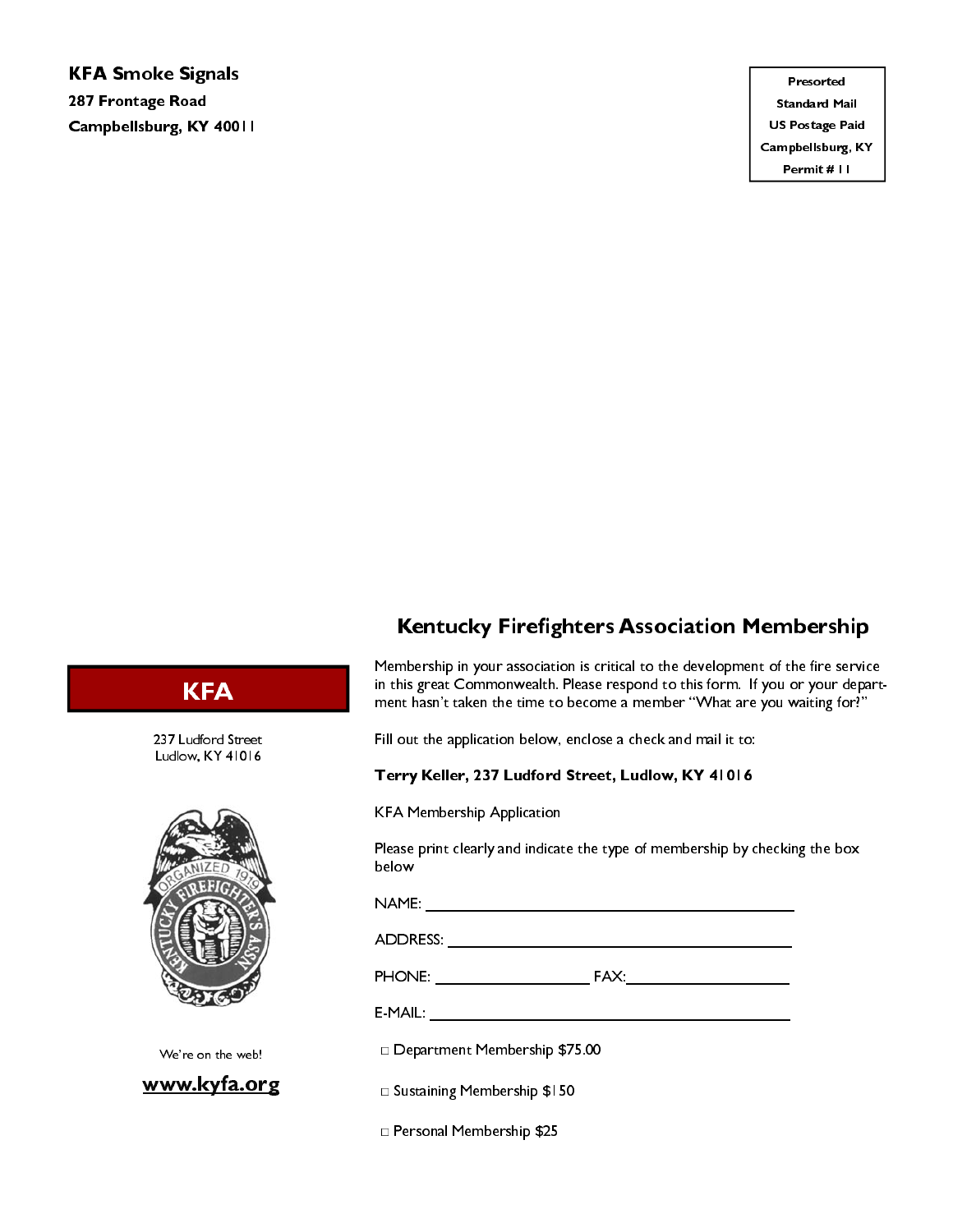**KFA Smoke Signals**
**287 Frontage Road**
**Campbellsburg, KY 40011**

Presorted
Standard Mail
US Postage Paid
Campbellsburg, KY
Permit # 11

## Kentucky Firefighters Association Membership

**KFA**

237 Ludford Street
Ludlow, KY 41016

We're on the web!

**www.kyfa.org**

Membership in your association is critical to the development of the fire service in this great Commonwealth. Please respond to this form. If you or your department hasn't taken the time to become a member "What are you waiting for?"

Fill out the application below, enclose a check and mail it to:

**Terry Keller, 237 Ludford Street, Ludlow, KY 41016**

KFA Membership Application

Please print clearly and indicate the type of membership by checking the box below

NAME: ______________________________________

ADDRESS: ______________________________________

PHONE: ____________________ FAX: ____________________

E-MAIL: ______________________________________

□ Department Membership $75.00

□ Sustaining Membership $150

□ Personal Membership $25